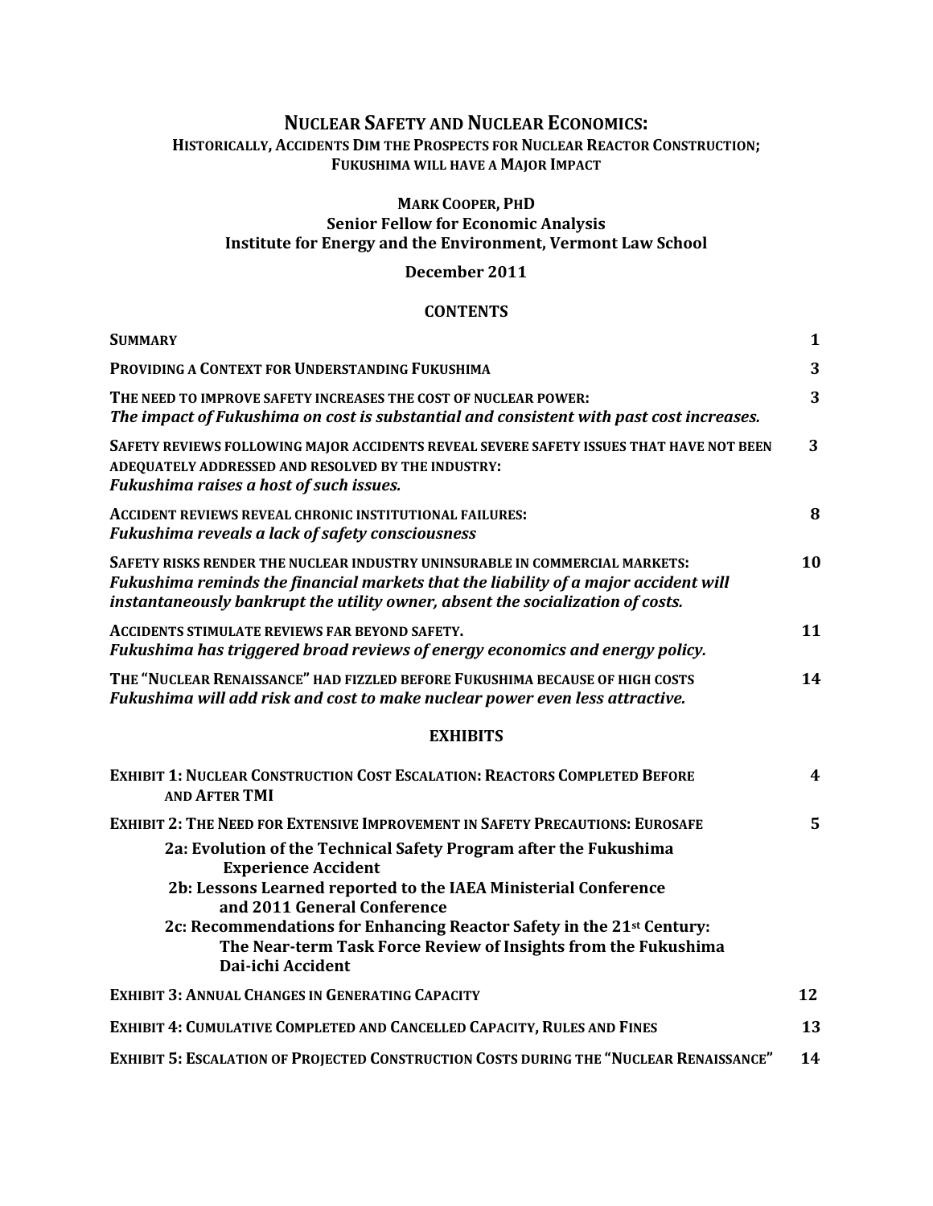# NUCLEAR SAFETY AND NUCLEAR ECONOMICS:

## HISTORICALLY, ACCIDENTS DIM THE PROSPECTS FOR NUCLEAR REACTOR CONSTRUCTION; FUKUSHIMA WILL HAVE A MAJOR IMPACT

**MARK COOPER, PHD**
**Senior Fellow for Economic Analysis**
**Institute for Energy and the Environment, Vermont Law School**

**December 2011**

### CONTENTS

| | |
|---|---|
| **SUMMARY** | **1** |
| **PROVIDING A CONTEXT FOR UNDERSTANDING FUKUSHIMA** | **3** |
| **THE NEED TO IMPROVE SAFETY INCREASES THE COST OF NUCLEAR POWER:** ***The impact of Fukushima on cost is substantial and consistent with past cost increases.*** | **3** |
| **SAFETY REVIEWS FOLLOWING MAJOR ACCIDENTS REVEAL SEVERE SAFETY ISSUES THAT HAVE NOT BEEN ADEQUATELY ADDRESSED AND RESOLVED BY THE INDUSTRY:** ***Fukushima raises a host of such issues.*** | **3** |
| **ACCIDENT REVIEWS REVEAL CHRONIC INSTITUTIONAL FAILURES:** ***Fukushima reveals a lack of safety consciousness*** | **8** |
| **SAFETY RISKS RENDER THE NUCLEAR INDUSTRY UNINSURABLE IN COMMERCIAL MARKETS:** ***Fukushima reminds the financial markets that the liability of a major accident will instantaneously bankrupt the utility owner, absent the socialization of costs.*** | **10** |
| **ACCIDENTS STIMULATE REVIEWS FAR BEYOND SAFETY.** ***Fukushima has triggered broad reviews of energy economics and energy policy.*** | **11** |
| **THE "NUCLEAR RENAISSANCE" HAD FIZZLED BEFORE FUKUSHIMA BECAUSE OF HIGH COSTS** ***Fukushima will add risk and cost to make nuclear power even less attractive.*** | **14** |

### EXHIBITS

| | |
|---|---|
| **EXHIBIT 1: NUCLEAR CONSTRUCTION COST ESCALATION: REACTORS COMPLETED BEFORE AND AFTER TMI** | **4** |
| **EXHIBIT 2: THE NEED FOR EXTENSIVE IMPROVEMENT IN SAFETY PRECAUTIONS: EUROSAFE** | **5** |
| **2a: Evolution of the Technical Safety Program after the Fukushima Experience Accident** | |
| **2b: Lessons Learned reported to the IAEA Ministerial Conference and 2011 General Conference** | |
| **2c: Recommendations for Enhancing Reactor Safety in the 21st Century: The Near-term Task Force Review of Insights from the Fukushima Dai-ichi Accident** | |
| **EXHIBIT 3: ANNUAL CHANGES IN GENERATING CAPACITY** | **12** |
| **EXHIBIT 4: CUMULATIVE COMPLETED AND CANCELLED CAPACITY, RULES AND FINES** | **13** |
| **EXHIBIT 5: ESCALATION OF PROJECTED CONSTRUCTION COSTS DURING THE "NUCLEAR RENAISSANCE"** | **14** |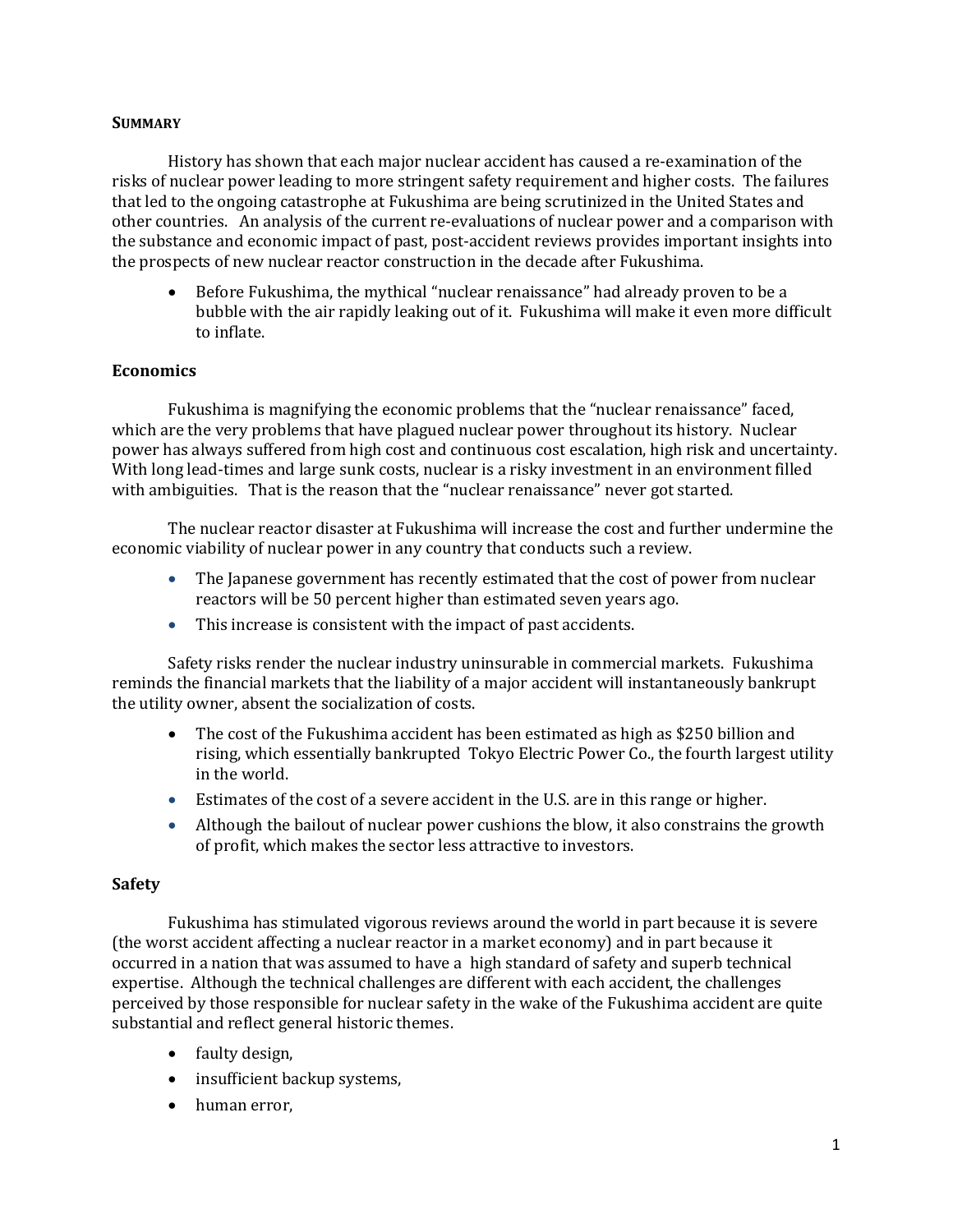## SUMMARY

History has shown that each major nuclear accident has caused a re-examination of the risks of nuclear power leading to more stringent safety requirement and higher costs. The failures that led to the ongoing catastrophe at Fukushima are being scrutinized in the United States and other countries. An analysis of the current re-evaluations of nuclear power and a comparison with the substance and economic impact of past, post-accident reviews provides important insights into the prospects of new nuclear reactor construction in the decade after Fukushima.

- Before Fukushima, the mythical "nuclear renaissance" had already proven to be a bubble with the air rapidly leaking out of it. Fukushima will make it even more difficult to inflate.

### Economics

Fukushima is magnifying the economic problems that the "nuclear renaissance" faced, which are the very problems that have plagued nuclear power throughout its history. Nuclear power has always suffered from high cost and continuous cost escalation, high risk and uncertainty. With long lead-times and large sunk costs, nuclear is a risky investment in an environment filled with ambiguities. That is the reason that the "nuclear renaissance" never got started.

The nuclear reactor disaster at Fukushima will increase the cost and further undermine the economic viability of nuclear power in any country that conducts such a review.

- The Japanese government has recently estimated that the cost of power from nuclear reactors will be 50 percent higher than estimated seven years ago.
- This increase is consistent with the impact of past accidents.

Safety risks render the nuclear industry uninsurable in commercial markets. Fukushima reminds the financial markets that the liability of a major accident will instantaneously bankrupt the utility owner, absent the socialization of costs.

- The cost of the Fukushima accident has been estimated as high as $250 billion and rising, which essentially bankrupted Tokyo Electric Power Co., the fourth largest utility in the world.
- Estimates of the cost of a severe accident in the U.S. are in this range or higher.
- Although the bailout of nuclear power cushions the blow, it also constrains the growth of profit, which makes the sector less attractive to investors.

### Safety

Fukushima has stimulated vigorous reviews around the world in part because it is severe (the worst accident affecting a nuclear reactor in a market economy) and in part because it occurred in a nation that was assumed to have a high standard of safety and superb technical expertise. Although the technical challenges are different with each accident, the challenges perceived by those responsible for nuclear safety in the wake of the Fukushima accident are quite substantial and reflect general historic themes.

- faulty design,
- insufficient backup systems,
- human error,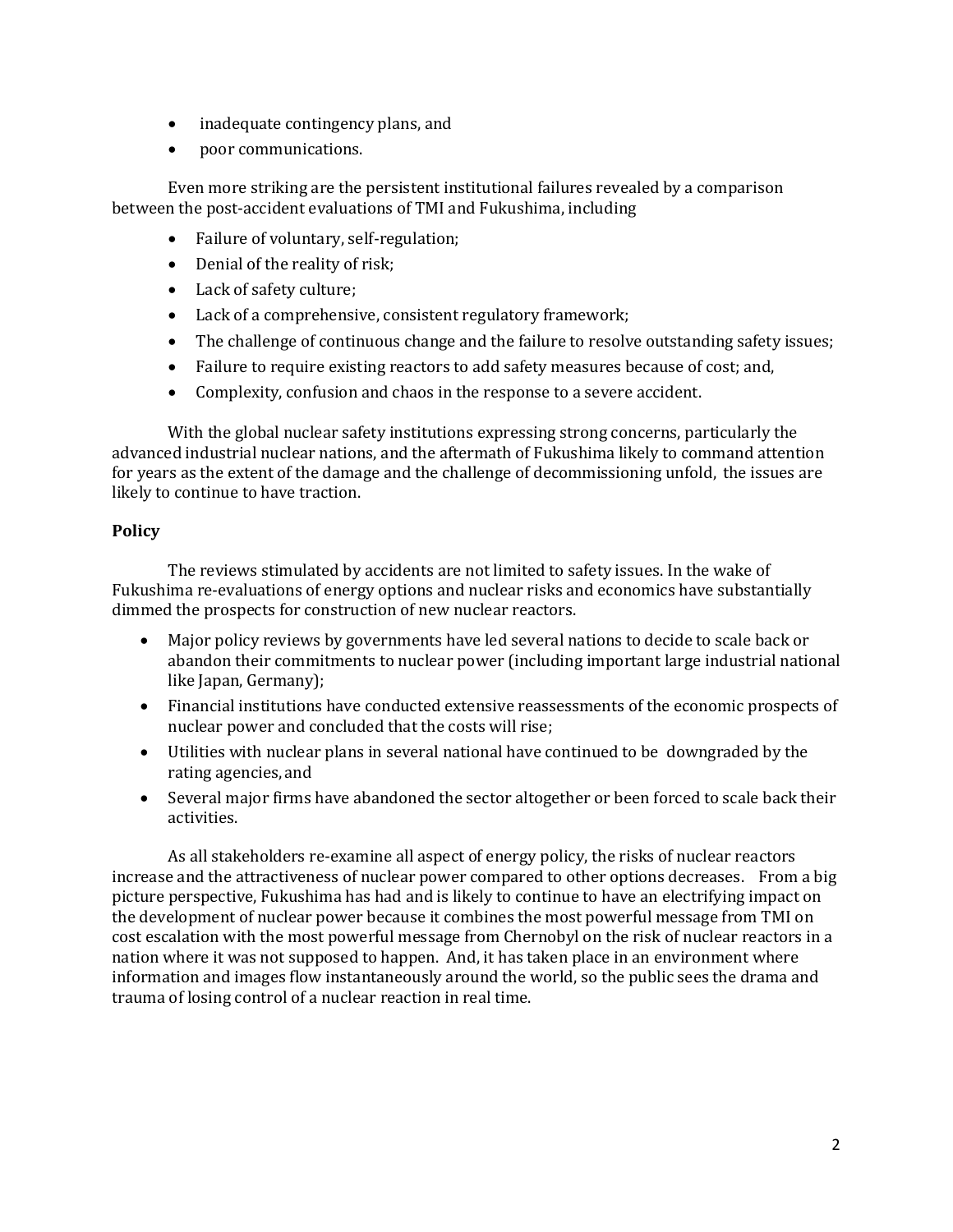- inadequate contingency plans, and
- poor communications.

Even more striking are the persistent institutional failures revealed by a comparison between the post-accident evaluations of TMI and Fukushima, including

- Failure of voluntary, self-regulation;
- Denial of the reality of risk;
- Lack of safety culture;
- Lack of a comprehensive, consistent regulatory framework;
- The challenge of continuous change and the failure to resolve outstanding safety issues;
- Failure to require existing reactors to add safety measures because of cost; and,
- Complexity, confusion and chaos in the response to a severe accident.

With the global nuclear safety institutions expressing strong concerns, particularly the advanced industrial nuclear nations, and the aftermath of Fukushima likely to command attention for years as the extent of the damage and the challenge of decommissioning unfold, the issues are likely to continue to have traction.

**Policy**

The reviews stimulated by accidents are not limited to safety issues. In the wake of Fukushima re-evaluations of energy options and nuclear risks and economics have substantially dimmed the prospects for construction of new nuclear reactors.

- Major policy reviews by governments have led several nations to decide to scale back or abandon their commitments to nuclear power (including important large industrial national like Japan, Germany);
- Financial institutions have conducted extensive reassessments of the economic prospects of nuclear power and concluded that the costs will rise;
- Utilities with nuclear plans in several national have continued to be downgraded by the rating agencies, and
- Several major firms have abandoned the sector altogether or been forced to scale back their activities.

As all stakeholders re-examine all aspect of energy policy, the risks of nuclear reactors increase and the attractiveness of nuclear power compared to other options decreases. From a big picture perspective, Fukushima has had and is likely to continue to have an electrifying impact on the development of nuclear power because it combines the most powerful message from TMI on cost escalation with the most powerful message from Chernobyl on the risk of nuclear reactors in a nation where it was not supposed to happen. And, it has taken place in an environment where information and images flow instantaneously around the world, so the public sees the drama and trauma of losing control of a nuclear reaction in real time.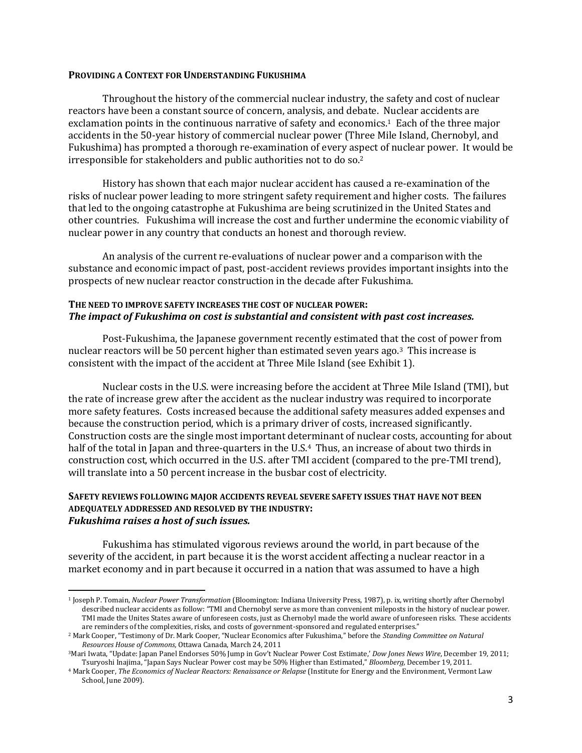## PROVIDING A CONTEXT FOR UNDERSTANDING FUKUSHIMA

Throughout the history of the commercial nuclear industry, the safety and cost of nuclear reactors have been a constant source of concern, analysis, and debate. Nuclear accidents are exclamation points in the continuous narrative of safety and economics.[1] Each of the three major accidents in the 50-year history of commercial nuclear power (Three Mile Island, Chernobyl, and Fukushima) has prompted a thorough re-examination of every aspect of nuclear power. It would be irresponsible for stakeholders and public authorities not to do so.[2]

History has shown that each major nuclear accident has caused a re-examination of the risks of nuclear power leading to more stringent safety requirement and higher costs. The failures that led to the ongoing catastrophe at Fukushima are being scrutinized in the United States and other countries. Fukushima will increase the cost and further undermine the economic viability of nuclear power in any country that conducts an honest and thorough review.

An analysis of the current re-evaluations of nuclear power and a comparison with the substance and economic impact of past, post-accident reviews provides important insights into the prospects of new nuclear reactor construction in the decade after Fukushima.

## THE NEED TO IMPROVE SAFETY INCREASES THE COST OF NUCLEAR POWER: *The impact of Fukushima on cost is substantial and consistent with past cost increases.*

Post-Fukushima, the Japanese government recently estimated that the cost of power from nuclear reactors will be 50 percent higher than estimated seven years ago.[3] This increase is consistent with the impact of the accident at Three Mile Island (see Exhibit 1).

Nuclear costs in the U.S. were increasing before the accident at Three Mile Island (TMI), but the rate of increase grew after the accident as the nuclear industry was required to incorporate more safety features. Costs increased because the additional safety measures added expenses and because the construction period, which is a primary driver of costs, increased significantly. Construction costs are the single most important determinant of nuclear costs, accounting for about half of the total in Japan and three-quarters in the U.S.[4] Thus, an increase of about two thirds in construction cost, which occurred in the U.S. after TMI accident (compared to the pre-TMI trend), will translate into a 50 percent increase in the busbar cost of electricity.

## SAFETY REVIEWS FOLLOWING MAJOR ACCIDENTS REVEAL SEVERE SAFETY ISSUES THAT HAVE NOT BEEN ADEQUATELY ADDRESSED AND RESOLVED BY THE INDUSTRY: *Fukushima raises a host of such issues.*

Fukushima has stimulated vigorous reviews around the world, in part because of the severity of the accident, in part because it is the worst accident affecting a nuclear reactor in a market economy and in part because it occurred in a nation that was assumed to have a high

---

[1] Joseph P. Tomain, *Nuclear Power Transformation* (Bloomington: Indiana University Press, 1987), p. ix, writing shortly after Chernobyl described nuclear accidents as follow: "TMI and Chernobyl serve as more than convenient mileposts in the history of nuclear power. TMI made the Unites States aware of unforeseen costs, just as Chernobyl made the world aware of unforeseen risks. These accidents are reminders of the complexities, risks, and costs of government-sponsored and regulated enterprises."

[2] Mark Cooper, "Testimony of Dr. Mark Cooper, "Nuclear Economics after Fukushima," before the *Standing Committee on Natural Resources House of Commons,* Ottawa Canada, March 24, 2011

[3] Mari Iwata, "Update: Japan Panel Endorses 50% Jump in Gov't Nuclear Power Cost Estimate,' *Dow Jones News Wire*, December 19, 2011; Tsuryoshi Inajima, "Japan Says Nuclear Power cost may be 50% Higher than Estimated," *Bloomberg,* December 19, 2011.

[4] Mark Cooper, *The Economics of Nuclear Reactors: Renaissance or Relapse* (Institute for Energy and the Environment, Vermont Law School, June 2009).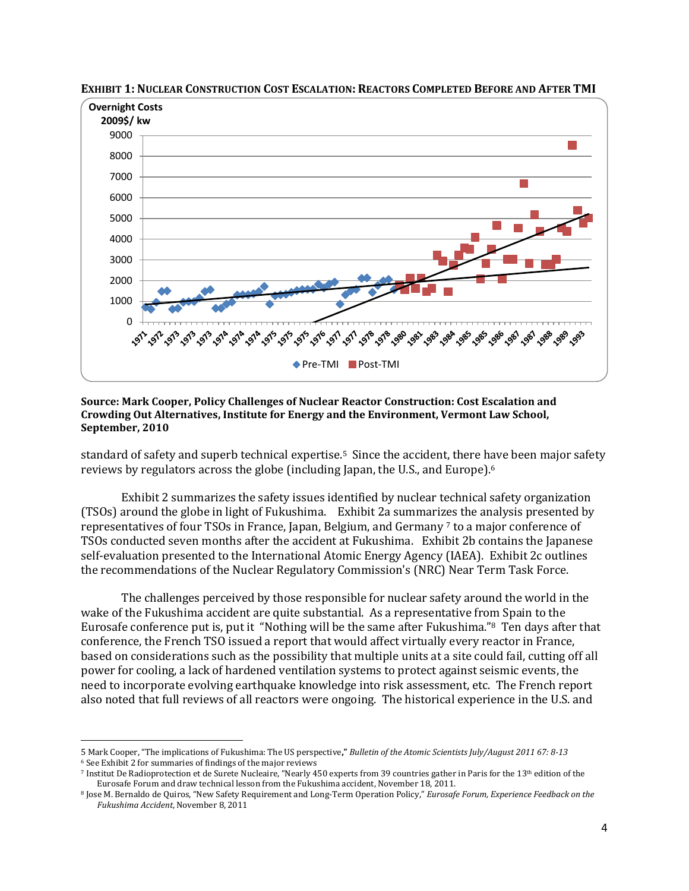**EXHIBIT 1: NUCLEAR CONSTRUCTION COST ESCALATION: REACTORS COMPLETED BEFORE AND AFTER TMI**

**Source: Mark Cooper, Policy Challenges of Nuclear Reactor Construction: Cost Escalation and Crowding Out Alternatives, Institute for Energy and the Environment, Vermont Law School, September, 2010**

standard of safety and superb technical expertise.[5] Since the accident, there have been major safety reviews by regulators across the globe (including Japan, the U.S., and Europe).[6]

Exhibit 2 summarizes the safety issues identified by nuclear technical safety organization (TSOs) around the globe in light of Fukushima. Exhibit 2a summarizes the analysis presented by representatives of four TSOs in France, Japan, Belgium, and Germany [7] to a major conference of TSOs conducted seven months after the accident at Fukushima. Exhibit 2b contains the Japanese self-evaluation presented to the International Atomic Energy Agency (IAEA). Exhibit 2c outlines the recommendations of the Nuclear Regulatory Commission's (NRC) Near Term Task Force.

The challenges perceived by those responsible for nuclear safety around the world in the wake of the Fukushima accident are quite substantial. As a representative from Spain to the Eurosafe conference put is, put it "Nothing will be the same after Fukushima."[8] Ten days after that conference, the French TSO issued a report that would affect virtually every reactor in France, based on considerations such as the possibility that multiple units at a site could fail, cutting off all power for cooling, a lack of hardened ventilation systems to protect against seismic events, the need to incorporate evolving earthquake knowledge into risk assessment, etc. The French report also noted that full reviews of all reactors were ongoing. The historical experience in the U.S. and

---

5 Mark Cooper, "The implications of Fukushima: The US perspective," *Bulletin of the Atomic Scientists July/August 2011 67: 8-13*

6 See Exhibit 2 for summaries of findings of the major reviews

7 Institut De Radioprotection et de Surete Nucleaire, "Nearly 450 experts from 39 countries gather in Paris for the 13th edition of the Eurosafe Forum and draw technical lesson from the Fukushima accident, November 18, 2011.

8 Jose M. Bernaldo de Quiros, "New Safety Requirement and Long-Term Operation Policy," *Eurosafe Forum, Experience Feedback on the Fukushima Accident*, November 8, 2011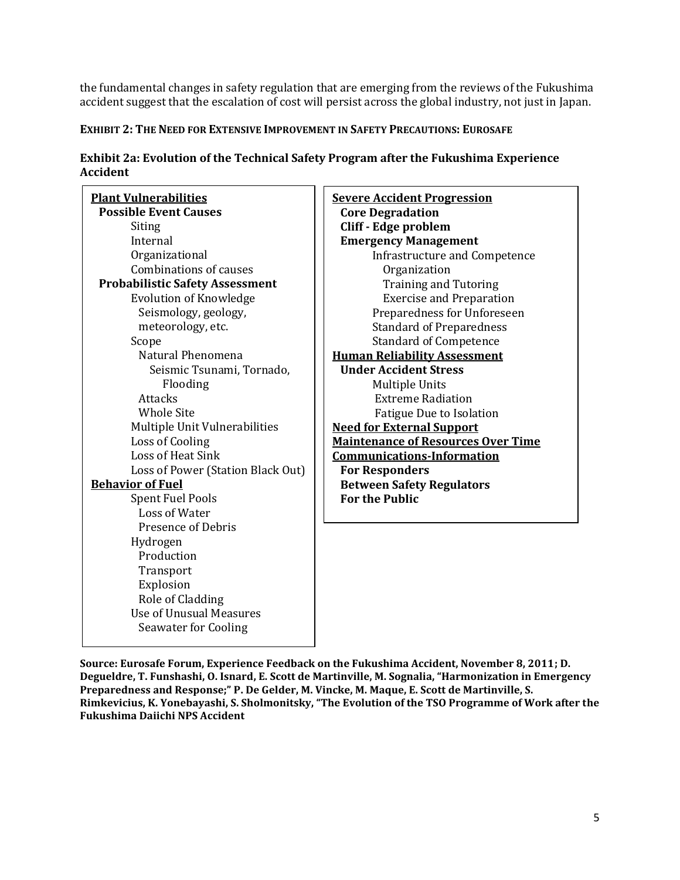the fundamental changes in safety regulation that are emerging from the reviews of the Fukushima accident suggest that the escalation of cost will persist across the global industry, not just in Japan.

**EXHIBIT 2: THE NEED FOR EXTENSIVE IMPROVEMENT IN SAFETY PRECAUTIONS: EUROSAFE**

**Exhibit 2a: Evolution of the Technical Safety Program after the Fukushima Experience Accident**

**<u>Plant Vulnerabilities</u>**
- **Possible Event Causes**
  - Siting
  - Internal
  - Organizational
  - Combinations of causes
- **Probabilistic Safety Assessment**
  - Evolution of Knowledge
    - Seismology, geology, meteorology, etc.
  - Scope
    - Natural Phenomena
      - Seismic Tsunami, Tornado, Flooding
    - Attacks
    - Whole Site
  - Multiple Unit Vulnerabilities
  - Loss of Cooling
  - Loss of Heat Sink
  - Loss of Power (Station Black Out)

**<u>Behavior of Fuel</u>**
- Spent Fuel Pools
  - Loss of Water
  - Presence of Debris
- Hydrogen
  - Production
  - Transport
  - Explosion
  - Role of Cladding
- Use of Unusual Measures
  - Seawater for Cooling

**<u>Severe Accident Progression</u>**
- **Core Degradation**
- **Cliff - Edge problem**
- **Emergency Management**
  - Infrastructure and Competence
    - Organization
    - Training and Tutoring
    - Exercise and Preparation
  - Preparedness for Unforeseen
  - Standard of Preparedness
  - Standard of Competence

**<u>Human Reliability Assessment</u>**
- **Under Accident Stress**
  - Multiple Units
  - Extreme Radiation
  - Fatigue Due to Isolation

**<u>Need for External Support</u>**

**<u>Maintenance of Resources Over Time</u>**

**<u>Communications-Information</u>**
- **For Responders**
- **Between Safety Regulators**
- **For the Public**

**Source: Eurosafe Forum, Experience Feedback on the Fukushima Accident, November 8, 2011; D. Degueldre, T. Funshashi, O. Isnard, E. Scott de Martinville, M. Sognalia, "Harmonization in Emergency Preparedness and Response;" P. De Gelder, M. Vincke, M. Maque, E. Scott de Martinville, S. Rimkevicius, K. Yonebayashi, S. Sholmonitsky, "The Evolution of the TSO Programme of Work after the Fukushima Daiichi NPS Accident**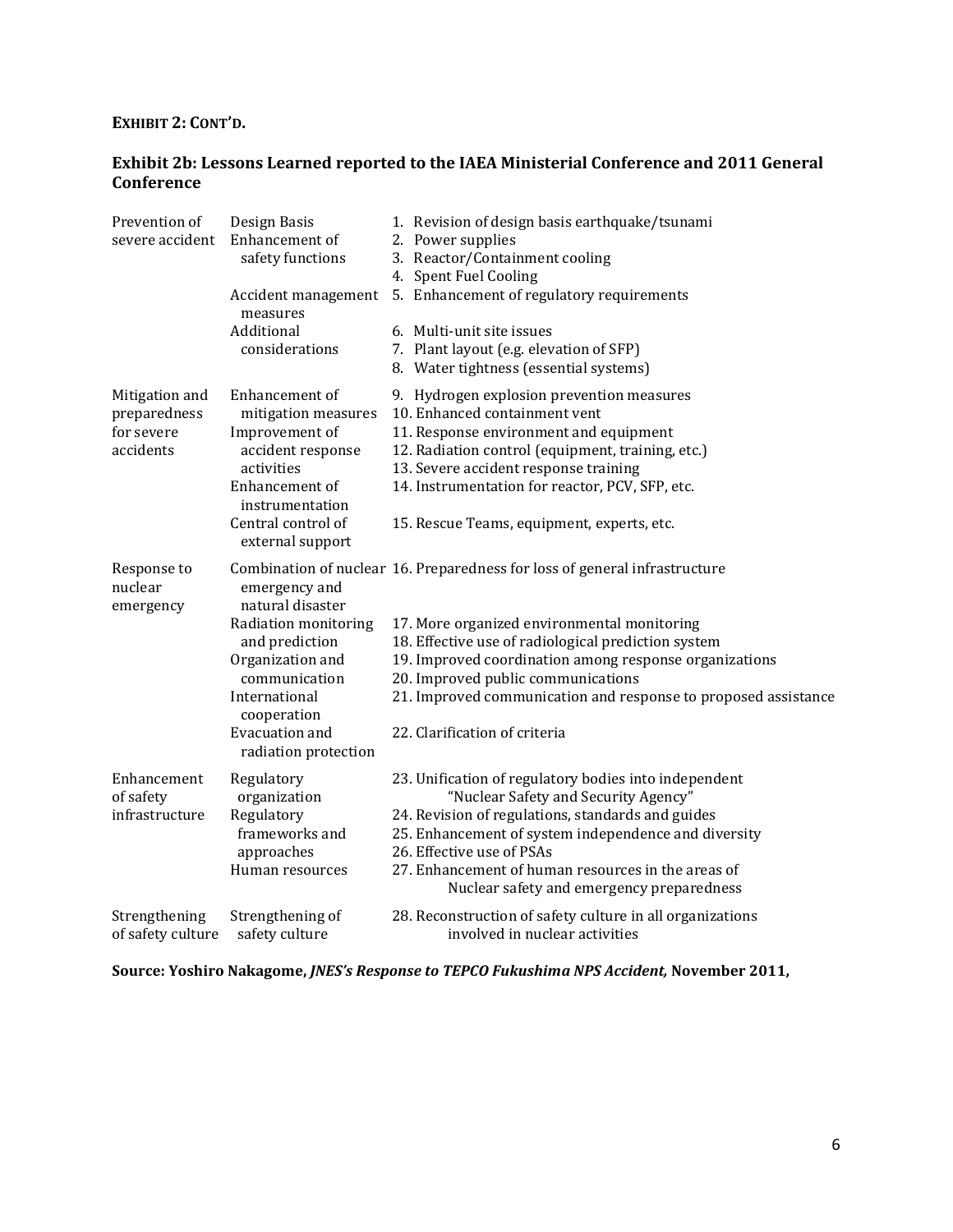**EXHIBIT 2: CONT'D.**

### Exhibit 2b: Lessons Learned reported to the IAEA Ministerial Conference and 2011 General Conference

| | | |
|---|---|---|
| Prevention of severe accident | Design Basis | 1. Revision of design basis earthquake/tsunami |
| | Enhancement of safety functions | 2. Power supplies<br>3. Reactor/Containment cooling<br>4. Spent Fuel Cooling |
| | Accident management measures | 5. Enhancement of regulatory requirements |
| | Additional considerations | 6. Multi-unit site issues<br>7. Plant layout (e.g. elevation of SFP)<br>8. Water tightness (essential systems) |
| Mitigation and preparedness for severe accidents | Enhancement of mitigation measures | 9. Hydrogen explosion prevention measures<br>10. Enhanced containment vent |
| | Improvement of accident response activities | 11. Response environment and equipment<br>12. Radiation control (equipment, training, etc.)<br>13. Severe accident response training |
| | Enhancement of instrumentation | 14. Instrumentation for reactor, PCV, SFP, etc. |
| | Central control of external support | 15. Rescue Teams, equipment, experts, etc. |
| Response to nuclear emergency | Combination of nuclear emergency and natural disaster | 16. Preparedness for loss of general infrastructure |
| | Radiation monitoring and prediction | 17. More organized environmental monitoring<br>18. Effective use of radiological prediction system |
| | Organization and communication | 19. Improved coordination among response organizations<br>20. Improved public communications |
| | International cooperation | 21. Improved communication and response to proposed assistance |
| | Evacuation and radiation protection | 22. Clarification of criteria |
| Enhancement of safety infrastructure | Regulatory organization | 23. Unification of regulatory bodies into independent "Nuclear Safety and Security Agency" |
| | Regulatory frameworks and approaches | 24. Revision of regulations, standards and guides<br>25. Enhancement of system independence and diversity<br>26. Effective use of PSAs |
| | Human resources | 27. Enhancement of human resources in the areas of Nuclear safety and emergency preparedness |
| Strengthening of safety culture | Strengthening of safety culture | 28. Reconstruction of safety culture in all organizations involved in nuclear activities |

**Source: Yoshiro Nakagome, *JNES's Response to TEPCO Fukushima NPS Accident,* November 2011,**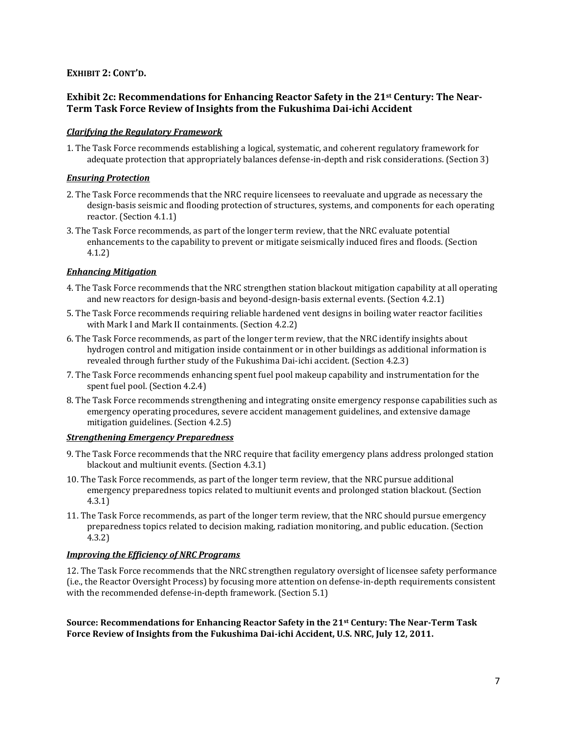**EXHIBIT 2: CONT'D.**

### Exhibit 2c: Recommendations for Enhancing Reactor Safety in the 21st Century: The Near-Term Task Force Review of Insights from the Fukushima Dai-ichi Accident

***Clarifying the Regulatory Framework***

1. The Task Force recommends establishing a logical, systematic, and coherent regulatory framework for adequate protection that appropriately balances defense-in-depth and risk considerations. (Section 3)

***Ensuring Protection***

2. The Task Force recommends that the NRC require licensees to reevaluate and upgrade as necessary the design-basis seismic and flooding protection of structures, systems, and components for each operating reactor. (Section 4.1.1)
3. The Task Force recommends, as part of the longer term review, that the NRC evaluate potential enhancements to the capability to prevent or mitigate seismically induced fires and floods. (Section 4.1.2)

***Enhancing Mitigation***

4. The Task Force recommends that the NRC strengthen station blackout mitigation capability at all operating and new reactors for design-basis and beyond-design-basis external events. (Section 4.2.1)
5. The Task Force recommends requiring reliable hardened vent designs in boiling water reactor facilities with Mark I and Mark II containments. (Section 4.2.2)
6. The Task Force recommends, as part of the longer term review, that the NRC identify insights about hydrogen control and mitigation inside containment or in other buildings as additional information is revealed through further study of the Fukushima Dai-ichi accident. (Section 4.2.3)
7. The Task Force recommends enhancing spent fuel pool makeup capability and instrumentation for the spent fuel pool. (Section 4.2.4)
8. The Task Force recommends strengthening and integrating onsite emergency response capabilities such as emergency operating procedures, severe accident management guidelines, and extensive damage mitigation guidelines. (Section 4.2.5)

***Strengthening Emergency Preparedness***

9. The Task Force recommends that the NRC require that facility emergency plans address prolonged station blackout and multiunit events. (Section 4.3.1)
10. The Task Force recommends, as part of the longer term review, that the NRC pursue additional emergency preparedness topics related to multiunit events and prolonged station blackout. (Section 4.3.1)
11. The Task Force recommends, as part of the longer term review, that the NRC should pursue emergency preparedness topics related to decision making, radiation monitoring, and public education. (Section 4.3.2)

***Improving the Efficiency of NRC Programs***

12. The Task Force recommends that the NRC strengthen regulatory oversight of licensee safety performance (i.e., the Reactor Oversight Process) by focusing more attention on defense-in-depth requirements consistent with the recommended defense-in-depth framework. (Section 5.1)

**Source: Recommendations for Enhancing Reactor Safety in the 21st Century: The Near-Term Task Force Review of Insights from the Fukushima Dai-ichi Accident, U.S. NRC, July 12, 2011.**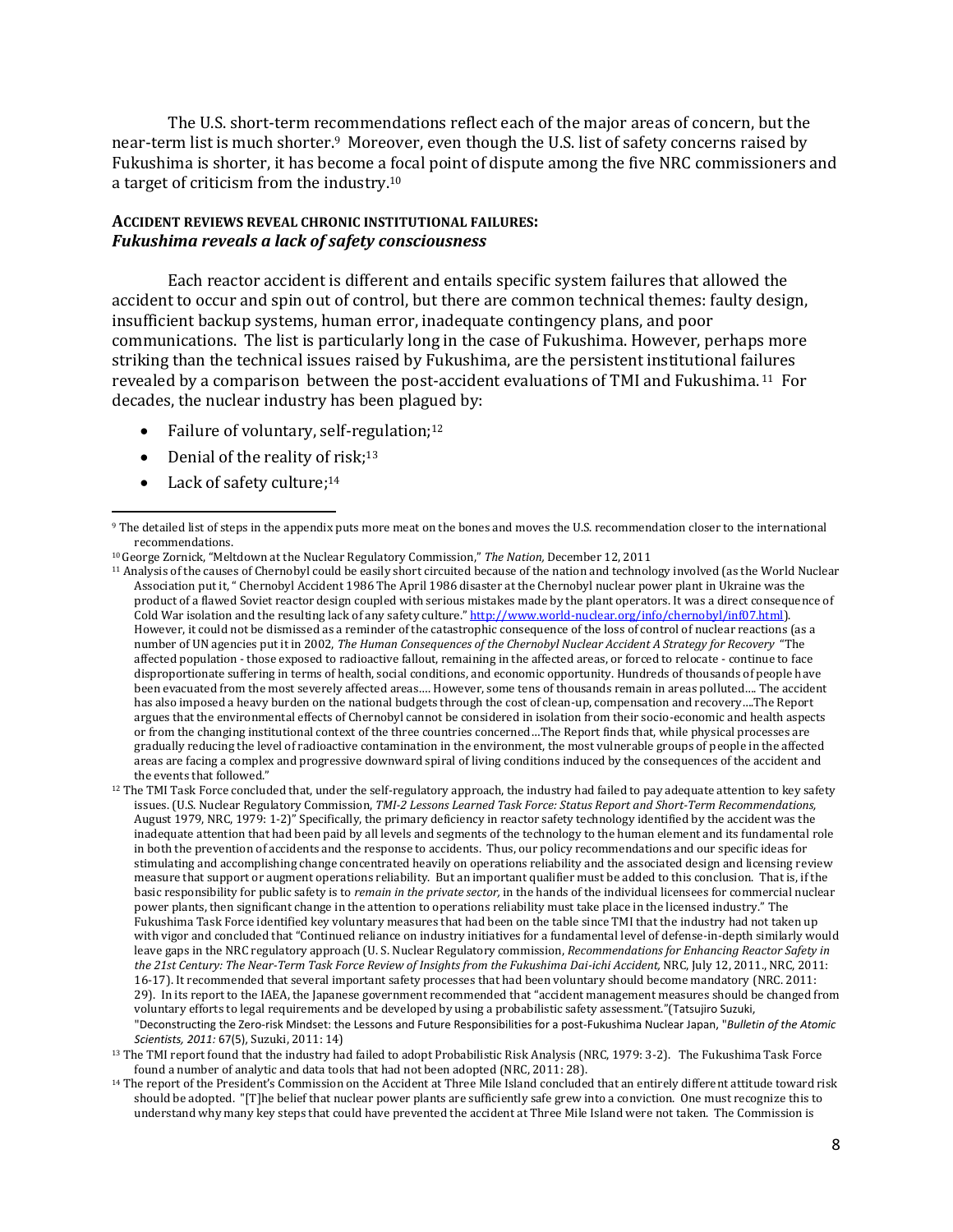The U.S. short-term recommendations reflect each of the major areas of concern, but the near-term list is much shorter.[9] Moreover, even though the U.S. list of safety concerns raised by Fukushima is shorter, it has become a focal point of dispute among the five NRC commissioners and a target of criticism from the industry.[10]

### ACCIDENT REVIEWS REVEAL CHRONIC INSTITUTIONAL FAILURES: *Fukushima reveals a lack of safety consciousness*

Each reactor accident is different and entails specific system failures that allowed the accident to occur and spin out of control, but there are common technical themes: faulty design, insufficient backup systems, human error, inadequate contingency plans, and poor communications. The list is particularly long in the case of Fukushima. However, perhaps more striking than the technical issues raised by Fukushima, are the persistent institutional failures revealed by a comparison between the post-accident evaluations of TMI and Fukushima.[11] For decades, the nuclear industry has been plagued by:

- Failure of voluntary, self-regulation;[12]
- Denial of the reality of risk;[13]
- Lack of safety culture;[14]

---

[9] The detailed list of steps in the appendix puts more meat on the bones and moves the U.S. recommendation closer to the international recommendations.

[10] George Zornick, "Meltdown at the Nuclear Regulatory Commission," *The Nation,* December 12, 2011

[11] Analysis of the causes of Chernobyl could be easily short circuited because of the nation and technology involved (as the World Nuclear Association put it, " Chernobyl Accident 1986 The April 1986 disaster at the Chernobyl nuclear power plant in Ukraine was the product of a flawed Soviet reactor design coupled with serious mistakes made by the plant operators. It was a direct consequence of Cold War isolation and the resulting lack of any safety culture." http://www.world-nuclear.org/info/chernobyl/inf07.html). However, it could not be dismissed as a reminder of the catastrophic consequence of the loss of control of nuclear reactions (as a number of UN agencies put it in 2002, *The Human Consequences of the Chernobyl Nuclear Accident A Strategy for Recovery* "The affected population - those exposed to radioactive fallout, remaining in the affected areas, or forced to relocate - continue to face disproportionate suffering in terms of health, social conditions, and economic opportunity. Hundreds of thousands of people have been evacuated from the most severely affected areas…. However, some tens of thousands remain in areas polluted…. The accident has also imposed a heavy burden on the national budgets through the cost of clean-up, compensation and recovery….The Report argues that the environmental effects of Chernobyl cannot be considered in isolation from their socio-economic and health aspects or from the changing institutional context of the three countries concerned…The Report finds that, while physical processes are gradually reducing the level of radioactive contamination in the environment, the most vulnerable groups of people in the affected areas are facing a complex and progressive downward spiral of living conditions induced by the consequences of the accident and the events that followed."

[12] The TMI Task Force concluded that, under the self-regulatory approach, the industry had failed to pay adequate attention to key safety issues. (U.S. Nuclear Regulatory Commission, *TMI-2 Lessons Learned Task Force: Status Report and Short-Term Recommendations,* August 1979, NRC, 1979: 1-2)" Specifically, the primary deficiency in reactor safety technology identified by the accident was the inadequate attention that had been paid by all levels and segments of the technology to the human element and its fundamental role in both the prevention of accidents and the response to accidents. Thus, our policy recommendations and our specific ideas for stimulating and accomplishing change concentrated heavily on operations reliability and the associated design and licensing review measure that support or augment operations reliability. But an important qualifier must be added to this conclusion. That is, if the basic responsibility for public safety is to *remain in the private sector,* in the hands of the individual licensees for commercial nuclear power plants, then significant change in the attention to operations reliability must take place in the licensed industry." The Fukushima Task Force identified key voluntary measures that had been on the table since TMI that the industry had not taken up with vigor and concluded that "Continued reliance on industry initiatives for a fundamental level of defense-in-depth similarly would leave gaps in the NRC regulatory approach (U. S. Nuclear Regulatory commission, *Recommendations for Enhancing Reactor Safety in the 21st Century: The Near-Term Task Force Review of Insights from the Fukushima Dai-ichi Accident,* NRC, July 12, 2011., NRC, 2011: 16-17). It recommended that several important safety processes that had been voluntary should become mandatory (NRC. 2011: 29). In its report to the IAEA, the Japanese government recommended that "accident management measures should be changed from voluntary efforts to legal requirements and be developed by using a probabilistic safety assessment."(Tatsujiro Suzuki, "Deconstructing the Zero-risk Mindset: the Lessons and Future Responsibilities for a post-Fukushima Nuclear Japan, "*Bulletin of the Atomic Scientists, 2011:* 67(5), Suzuki, 2011: 14)

[13] The TMI report found that the industry had failed to adopt Probabilistic Risk Analysis (NRC, 1979: 3-2). The Fukushima Task Force found a number of analytic and data tools that had not been adopted (NRC, 2011: 28).

[14] The report of the President's Commission on the Accident at Three Mile Island concluded that an entirely different attitude toward risk should be adopted. "[T]he belief that nuclear power plants are sufficiently safe grew into a conviction. One must recognize this to understand why many key steps that could have prevented the accident at Three Mile Island were not taken. The Commission is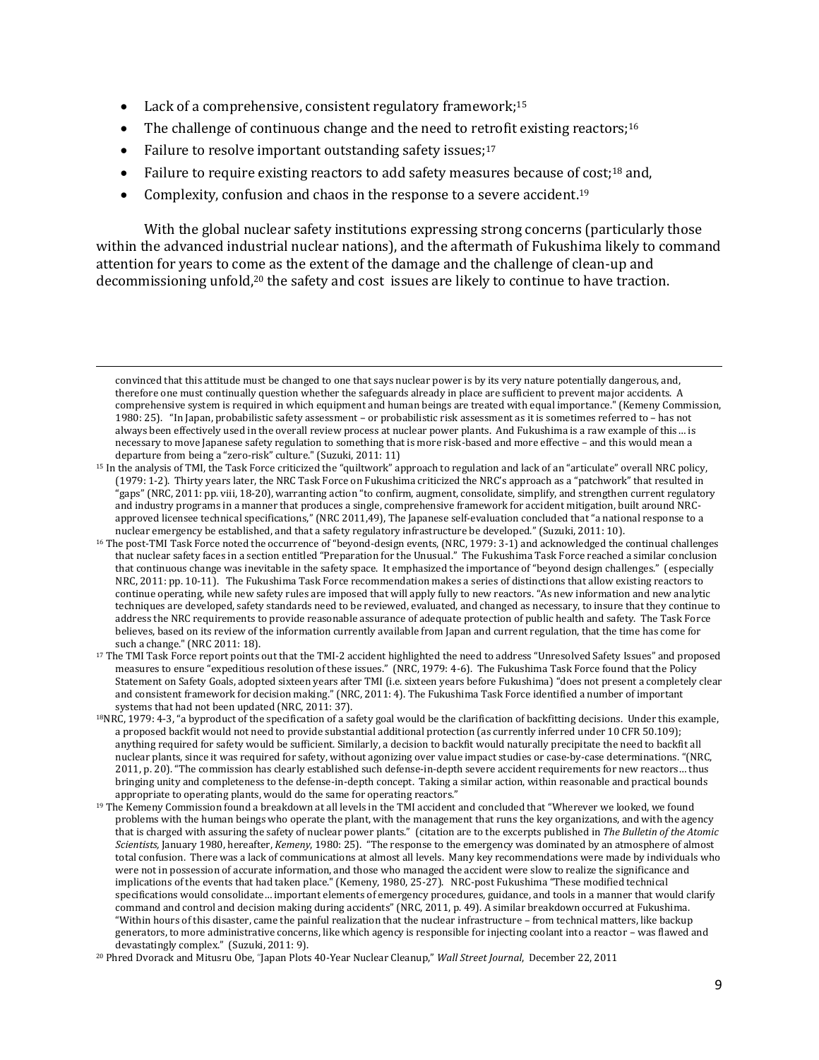- Lack of a comprehensive, consistent regulatory framework;[15]
- The challenge of continuous change and the need to retrofit existing reactors;[16]
- Failure to resolve important outstanding safety issues;[17]
- Failure to require existing reactors to add safety measures because of cost;[18] and,
- Complexity, confusion and chaos in the response to a severe accident.[19]

With the global nuclear safety institutions expressing strong concerns (particularly those within the advanced industrial nuclear nations), and the aftermath of Fukushima likely to command attention for years to come as the extent of the damage and the challenge of clean-up and decommissioning unfold,[20] the safety and cost issues are likely to continue to have traction.

---

convinced that this attitude must be changed to one that says nuclear power is by its very nature potentially dangerous, and, therefore one must continually question whether the safeguards already in place are sufficient to prevent major accidents. A comprehensive system is required in which equipment and human beings are treated with equal importance." (Kemeny Commission, 1980: 25). "In Japan, probabilistic safety assessment – or probabilistic risk assessment as it is sometimes referred to – has not always been effectively used in the overall review process at nuclear power plants. And Fukushima is a raw example of this … is necessary to move Japanese safety regulation to something that is more risk-based and more effective – and this would mean a departure from being a "zero-risk" culture." (Suzuki, 2011: 11)

[15] In the analysis of TMI, the Task Force criticized the "quiltwork" approach to regulation and lack of an "articulate" overall NRC policy, (1979: 1-2). Thirty years later, the NRC Task Force on Fukushima criticized the NRC's approach as a "patchwork" that resulted in "gaps" (NRC, 2011: pp. viii, 18-20), warranting action "to confirm, augment, consolidate, simplify, and strengthen current regulatory and industry programs in a manner that produces a single, comprehensive framework for accident mitigation, built around NRC-approved licensee technical specifications," (NRC 2011,49), The Japanese self-evaluation concluded that "a national response to a nuclear emergency be established, and that a safety regulatory infrastructure be developed." (Suzuki, 2011: 10).

[16] The post-TMI Task Force noted the occurrence of "beyond-design events, (NRC, 1979: 3-1) and acknowledged the continual challenges that nuclear safety faces in a section entitled "Preparation for the Unusual." The Fukushima Task Force reached a similar conclusion that continuous change was inevitable in the safety space. It emphasized the importance of "beyond design challenges." (especially NRC, 2011: pp. 10-11). The Fukushima Task Force recommendation makes a series of distinctions that allow existing reactors to continue operating, while new safety rules are imposed that will apply fully to new reactors. "As new information and new analytic techniques are developed, safety standards need to be reviewed, evaluated, and changed as necessary, to insure that they continue to address the NRC requirements to provide reasonable assurance of adequate protection of public health and safety. The Task Force believes, based on its review of the information currently available from Japan and current regulation, that the time has come for such a change." (NRC 2011: 18).

[17] The TMI Task Force report points out that the TMI-2 accident highlighted the need to address "Unresolved Safety Issues" and proposed measures to ensure "expeditious resolution of these issues." (NRC, 1979: 4-6). The Fukushima Task Force found that the Policy Statement on Safety Goals, adopted sixteen years after TMI (i.e. sixteen years before Fukushima) "does not present a completely clear and consistent framework for decision making." (NRC, 2011: 4). The Fukushima Task Force identified a number of important systems that had not been updated (NRC, 2011: 37).

[18] NRC, 1979: 4-3, "a byproduct of the specification of a safety goal would be the clarification of backfitting decisions. Under this example, a proposed backfit would not need to provide substantial additional protection (as currently inferred under 10 CFR 50.109); anything required for safety would be sufficient. Similarly, a decision to backfit would naturally precipitate the need to backfit all nuclear plants, since it was required for safety, without agonizing over value impact studies or case-by-case determinations. "(NRC, 2011, p. 20). "The commission has clearly established such defense-in-depth severe accident requirements for new reactors… thus bringing unity and completeness to the defense-in-depth concept. Taking a similar action, within reasonable and practical bounds appropriate to operating plants, would do the same for operating reactors."

[19] The Kemeny Commission found a breakdown at all levels in the TMI accident and concluded that "Wherever we looked, we found problems with the human beings who operate the plant, with the management that runs the key organizations, and with the agency that is charged with assuring the safety of nuclear power plants." (citation are to the excerpts published in *The Bulletin of the Atomic Scientists,* January 1980, hereafter, *Kemeny*, 1980: 25). "The response to the emergency was dominated by an atmosphere of almost total confusion. There was a lack of communications at almost all levels. Many key recommendations were made by individuals who were not in possession of accurate information, and those who managed the accident were slow to realize the significance and implications of the events that had taken place." (Kemeny, 1980, 25-27). NRC-post Fukushima "These modified technical specifications would consolidate… important elements of emergency procedures, guidance, and tools in a manner that would clarify command and control and decision making during accidents" (NRC, 2011, p. 49). A similar breakdown occurred at Fukushima. "Within hours of this disaster, came the painful realization that the nuclear infrastructure – from technical matters, like backup generators, to more administrative concerns, like which agency is responsible for injecting coolant into a reactor – was flawed and devastatingly complex." (Suzuki, 2011: 9).

[20] Phred Dvorack and Mitusru Obe, "Japan Plots 40-Year Nuclear Cleanup," *Wall Street Journal*, December 22, 2011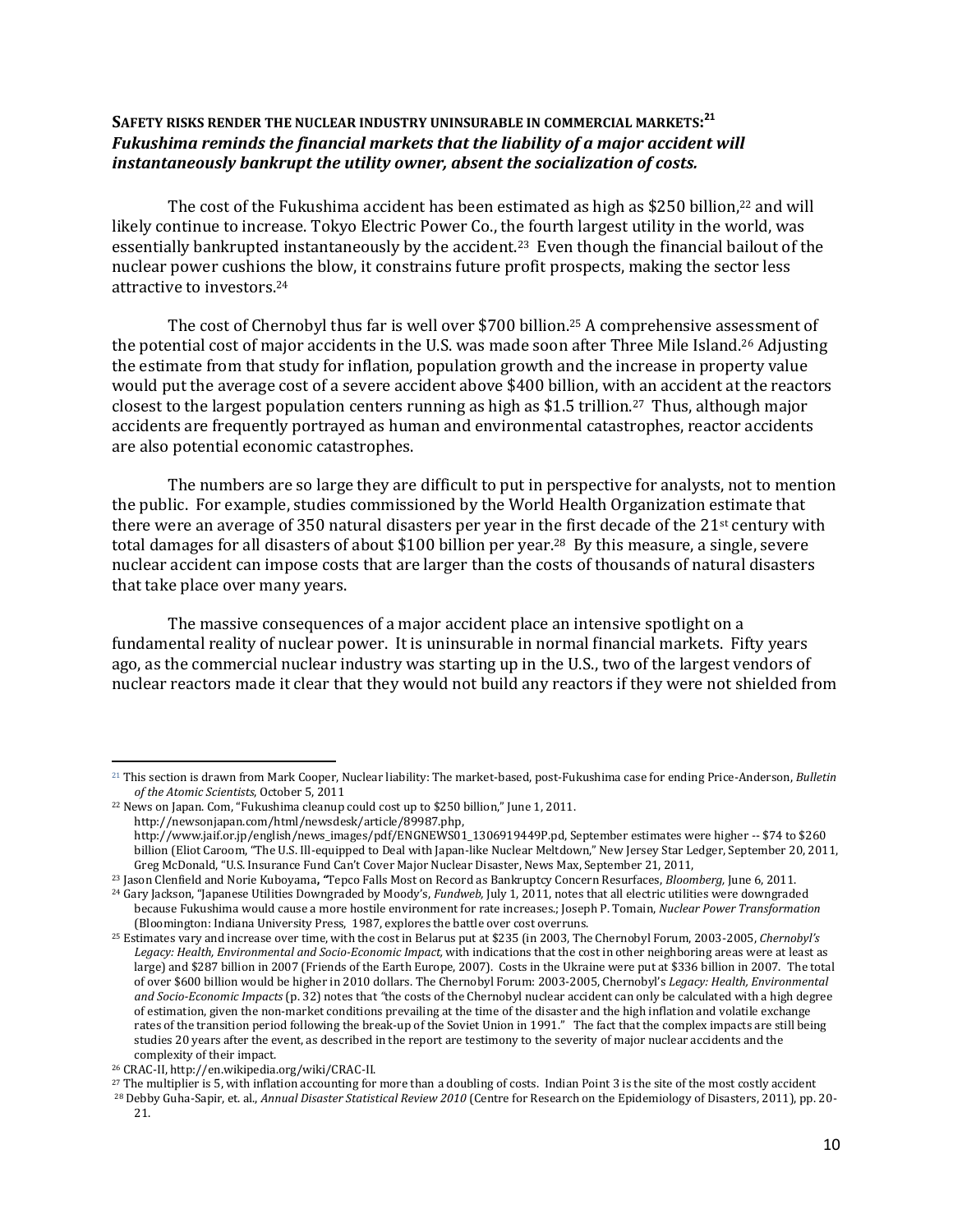## Safety risks render the nuclear industry uninsurable in commercial markets:[21]

***Fukushima reminds the financial markets that the liability of a major accident will instantaneously bankrupt the utility owner, absent the socialization of costs.***

The cost of the Fukushima accident has been estimated as high as $250 billion,[22] and will likely continue to increase. Tokyo Electric Power Co., the fourth largest utility in the world, was essentially bankrupted instantaneously by the accident.[23] Even though the financial bailout of the nuclear power cushions the blow, it constrains future profit prospects, making the sector less attractive to investors.[24]

The cost of Chernobyl thus far is well over $700 billion.[25] A comprehensive assessment of the potential cost of major accidents in the U.S. was made soon after Three Mile Island.[26] Adjusting the estimate from that study for inflation, population growth and the increase in property value would put the average cost of a severe accident above $400 billion, with an accident at the reactors closest to the largest population centers running as high as $1.5 trillion.[27] Thus, although major accidents are frequently portrayed as human and environmental catastrophes, reactor accidents are also potential economic catastrophes.

The numbers are so large they are difficult to put in perspective for analysts, not to mention the public. For example, studies commissioned by the World Health Organization estimate that there were an average of 350 natural disasters per year in the first decade of the 21st century with total damages for all disasters of about $100 billion per year.[28] By this measure, a single, severe nuclear accident can impose costs that are larger than the costs of thousands of natural disasters that take place over many years.

The massive consequences of a major accident place an intensive spotlight on a fundamental reality of nuclear power. It is uninsurable in normal financial markets. Fifty years ago, as the commercial nuclear industry was starting up in the U.S., two of the largest vendors of nuclear reactors made it clear that they would not build any reactors if they were not shielded from

---

[21] This section is drawn from Mark Cooper, Nuclear liability: The market-based, post-Fukushima case for ending Price-Anderson, *Bulletin of the Atomic Scientists*, October 5, 2011

[22] News on Japan. Com, "Fukushima cleanup could cost up to $250 billion," June 1, 2011. http://newsonjapan.com/html/newsdesk/article/89987.php, http://www.jaif.or.jp/english/news_images/pdf/ENGNEWS01_1306919449P.pd, September estimates were higher -- $74 to $260 billion (Eliot Caroom, "The U.S. Ill-equipped to Deal with Japan-like Nuclear Meltdown," New Jersey Star Ledger, September 20, 2011, Greg McDonald, "U.S. Insurance Fund Can't Cover Major Nuclear Disaster, News Max, September 21, 2011,

[23] Jason Clenfield and Norie Kuboyama, "Tepco Falls Most on Record as Bankruptcy Concern Resurfaces, *Bloomberg*, June 6, 2011.

[24] Gary Jackson, "Japanese Utilities Downgraded by Moody's, *Fundweb*, July 1, 2011, notes that all electric utilities were downgraded because Fukushima would cause a more hostile environment for rate increases.; Joseph P. Tomain, *Nuclear Power Transformation* (Bloomington: Indiana University Press, 1987, explores the battle over cost overruns.

[25] Estimates vary and increase over time, with the cost in Belarus put at $235 (in 2003, The Chernobyl Forum, 2003-2005, *Chernobyl's Legacy: Health, Environmental and Socio-Economic Impact,* with indications that the cost in other neighboring areas were at least as large) and $287 billion in 2007 (Friends of the Earth Europe, 2007). Costs in the Ukraine were put at $336 billion in 2007. The total of over $600 billion would be higher in 2010 dollars. The Chernobyl Forum: 2003-2005, Chernobyl's *Legacy: Health, Environmental and Socio-Economic Impacts* (p. 32) notes that "the costs of the Chernobyl nuclear accident can only be calculated with a high degree of estimation, given the non-market conditions prevailing at the time of the disaster and the high inflation and volatile exchange rates of the transition period following the break-up of the Soviet Union in 1991." The fact that the complex impacts are still being studies 20 years after the event, as described in the report are testimony to the severity of major nuclear accidents and the complexity of their impact.

[26] CRAC-II, http://en.wikipedia.org/wiki/CRAC-II.

[27] The multiplier is 5, with inflation accounting for more than a doubling of costs. Indian Point 3 is the site of the most costly accident

[28] Debby Guha-Sapir, et. al., *Annual Disaster Statistical Review 2010* (Centre for Research on the Epidemiology of Disasters, 2011), pp. 20-21.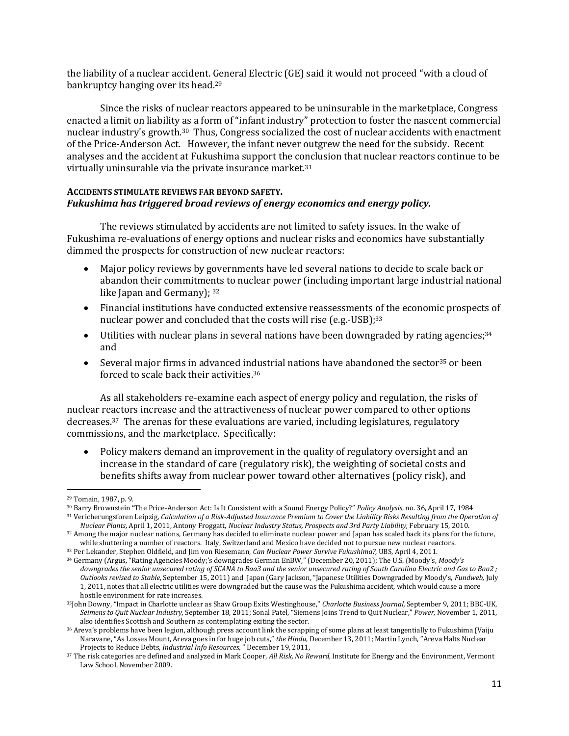the liability of a nuclear accident. General Electric (GE) said it would not proceed "with a cloud of bankruptcy hanging over its head.[29]

Since the risks of nuclear reactors appeared to be uninsurable in the marketplace, Congress enacted a limit on liability as a form of "infant industry" protection to foster the nascent commercial nuclear industry's growth.[30] Thus, Congress socialized the cost of nuclear accidents with enactment of the Price-Anderson Act. However, the infant never outgrew the need for the subsidy. Recent analyses and the accident at Fukushima support the conclusion that nuclear reactors continue to be virtually uninsurable via the private insurance market.[31]

**ACCIDENTS STIMULATE REVIEWS FAR BEYOND SAFETY.**
***Fukushima has triggered broad reviews of energy economics and energy policy.***

The reviews stimulated by accidents are not limited to safety issues. In the wake of Fukushima re-evaluations of energy options and nuclear risks and economics have substantially dimmed the prospects for construction of new nuclear reactors:

- Major policy reviews by governments have led several nations to decide to scale back or abandon their commitments to nuclear power (including important large industrial national like Japan and Germany); [32]
- Financial institutions have conducted extensive reassessments of the economic prospects of nuclear power and concluded that the costs will rise (e.g.-USB);[33]
- Utilities with nuclear plans in several nations have been downgraded by rating agencies;[34] and
- Several major firms in advanced industrial nations have abandoned the sector[35] or been forced to scale back their activities.[36]

As all stakeholders re-examine each aspect of energy policy and regulation, the risks of nuclear reactors increase and the attractiveness of nuclear power compared to other options decreases.[37] The arenas for these evaluations are varied, including legislatures, regulatory commissions, and the marketplace. Specifically:

- Policy makers demand an improvement in the quality of regulatory oversight and an increase in the standard of care (regulatory risk), the weighting of societal costs and benefits shifts away from nuclear power toward other alternatives (policy risk), and

---

[29] Tomain, 1987, p. 9.

[30] Barry Brownstein "The Price-Anderson Act: Is It Consistent with a Sound Energy Policy?" *Policy Analysis*, no. 36, April 17, 1984

[31] Vericherungsforen Leipzig, *Calculation of a Risk-Adjusted Insurance Premium to Cover the Liability Risks Resulting from the Operation of Nuclear Plants,* April 1, 2011, Antony Froggatt, *Nuclear Industry Status, Prospects and 3rd Party Liability,* February 15, 2010.

[32] Among the major nuclear nations, Germany has decided to eliminate nuclear power and Japan has scaled back its plans for the future, while shuttering a number of reactors. Italy, Switzerland and Mexico have decided not to pursue new nuclear reactors.

[33] Per Lekander, Stephen Oldfield, and Jim von Riesemann, *Can Nuclear Power Survive Fukushima?,* UBS, April 4, 2011.

[34] Germany (Argus, "Rating Agencies Moody;'s downgrades German EnBW," (December 20, 2011); The U.S. (Moody's, *Moody's downgrades the senior unsecured rating of SCANA to Baa3 and the senior unsecured rating of South Carolina Electric and Gas to Baa2 ; Outlooks revised to Stable*, September 15, 2011) and Japan (Gary Jackson, "Japanese Utilities Downgraded by Moody's, *Fundweb,* July 1, 2011, notes that all electric utilities were downgraded but the cause was the Fukushima accident, which would cause a more hostile environment for rate increases.

[35] John Downy, "Impact in Charlotte unclear as Shaw Group Exits Westinghouse," *Charlotte Business Journal,* September 9, 2011; BBC-UK, *Seimens to Quit Nuclear Industry,* September 18, 2011; Sonal Patel, "Siemens Joins Trend to Quit Nuclear," *Power,* November 1, 2011, also identifies Scottish and Southern as contemplating exiting the sector.

[36] Areva's problems have been legion, although press account link the scrapping of some plans at least tangentially to Fukushima (Vaiju Naravane, "As Losses Mount, Areva goes in for huge job cuts," *the Hindu,* December 13, 2011; Martin Lynch, "Areva Halts Nuclear Projects to Reduce Debts, *Industrial Info Resources,* " December 19, 2011,

[37] The risk categories are defined and analyzed in Mark Cooper, *All Risk, No Reward,* Institute for Energy and the Environment, Vermont Law School, November 2009.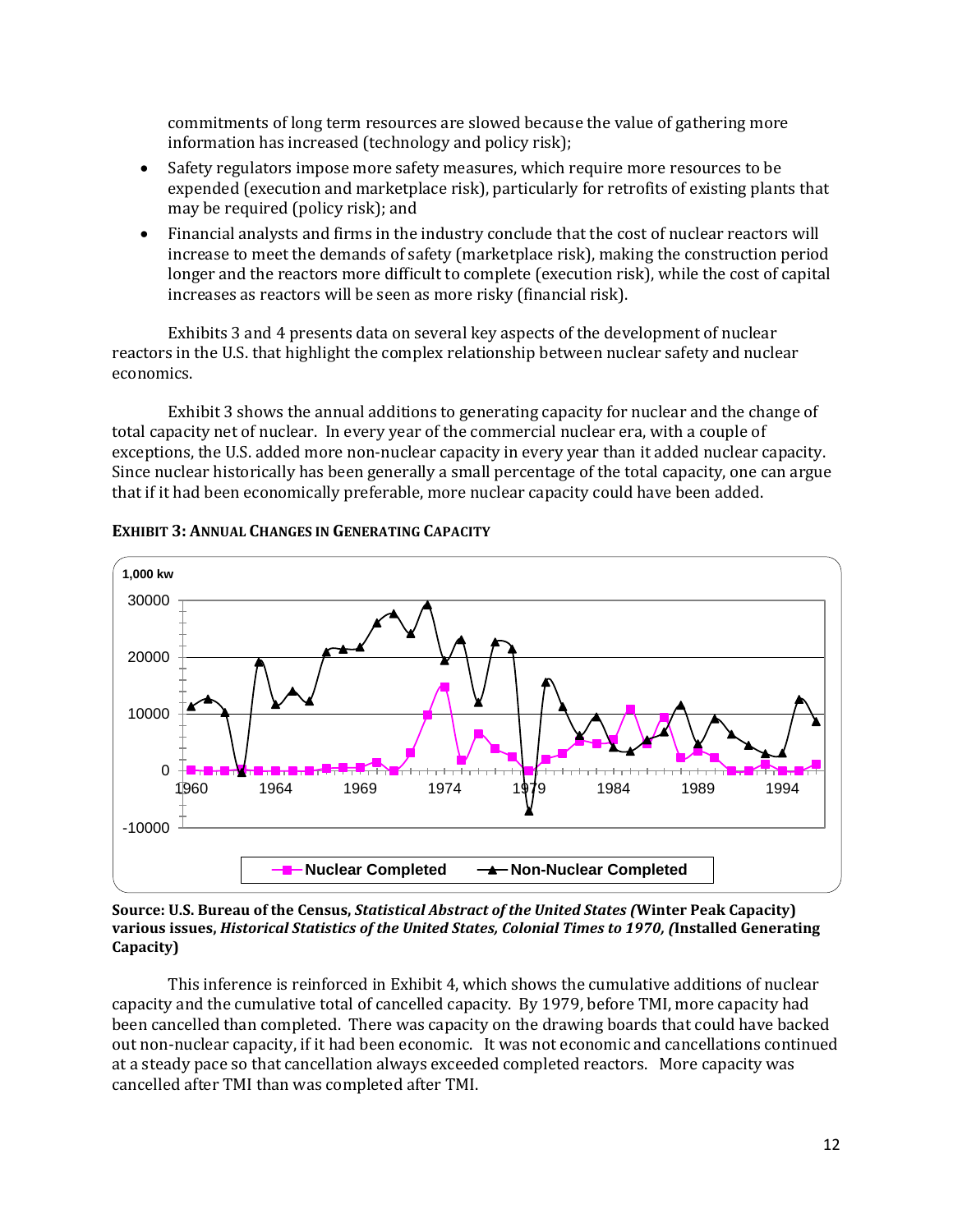commitments of long term resources are slowed because the value of gathering more information has increased (technology and policy risk);

- Safety regulators impose more safety measures, which require more resources to be expended (execution and marketplace risk), particularly for retrofits of existing plants that may be required (policy risk); and
- Financial analysts and firms in the industry conclude that the cost of nuclear reactors will increase to meet the demands of safety (marketplace risk), making the construction period longer and the reactors more difficult to complete (execution risk), while the cost of capital increases as reactors will be seen as more risky (financial risk).

Exhibits 3 and 4 presents data on several key aspects of the development of nuclear reactors in the U.S. that highlight the complex relationship between nuclear safety and nuclear economics.

Exhibit 3 shows the annual additions to generating capacity for nuclear and the change of total capacity net of nuclear. In every year of the commercial nuclear era, with a couple of exceptions, the U.S. added more non-nuclear capacity in every year than it added nuclear capacity. Since nuclear historically has been generally a small percentage of the total capacity, one can argue that if it had been economically preferable, more nuclear capacity could have been added.

**EXHIBIT 3: ANNUAL CHANGES IN GENERATING CAPACITY**

**Source: U.S. Bureau of the Census, *Statistical Abstract of the United States (*Winter Peak Capacity) various issues, *Historical Statistics of the United States, Colonial Times to 1970, (*Installed Generating Capacity)**

This inference is reinforced in Exhibit 4, which shows the cumulative additions of nuclear capacity and the cumulative total of cancelled capacity. By 1979, before TMI, more capacity had been cancelled than completed. There was capacity on the drawing boards that could have backed out non-nuclear capacity, if it had been economic. It was not economic and cancellations continued at a steady pace so that cancellation always exceeded completed reactors. More capacity was cancelled after TMI than was completed after TMI.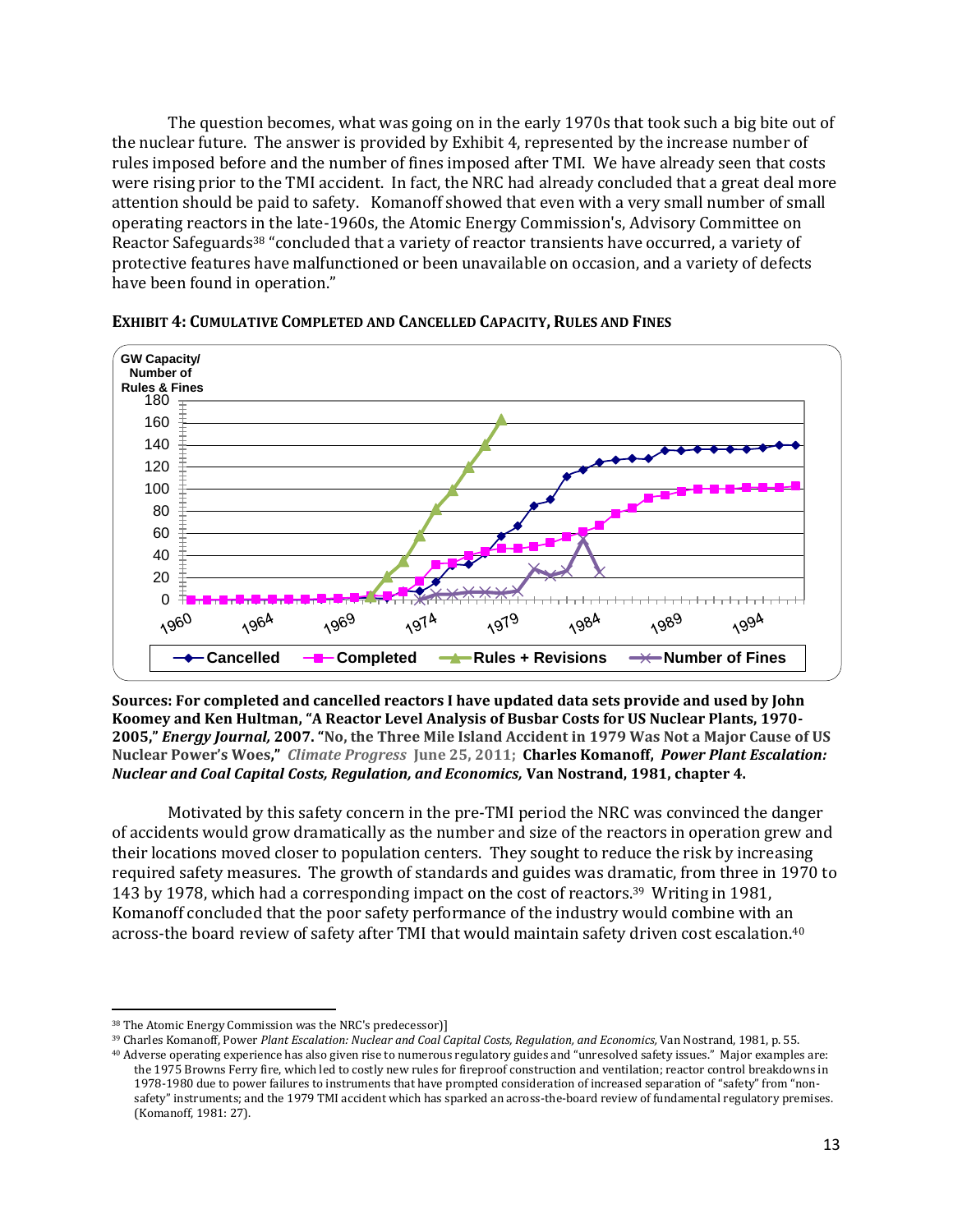The question becomes, what was going on in the early 1970s that took such a big bite out of the nuclear future. The answer is provided by Exhibit 4, represented by the increase number of rules imposed before and the number of fines imposed after TMI. We have already seen that costs were rising prior to the TMI accident. In fact, the NRC had already concluded that a great deal more attention should be paid to safety. Komanoff showed that even with a very small number of small operating reactors in the late-1960s, the Atomic Energy Commission's, Advisory Committee on Reactor Safeguards[38] "concluded that a variety of reactor transients have occurred, a variety of protective features have malfunctioned or been unavailable on occasion, and a variety of defects have been found in operation."

**EXHIBIT 4: CUMULATIVE COMPLETED AND CANCELLED CAPACITY, RULES AND FINES**

**Sources: For completed and cancelled reactors I have updated data sets provide and used by John Koomey and Ken Hultman, "A Reactor Level Analysis of Busbar Costs for US Nuclear Plants, 1970-2005," *Energy Journal,* 2007. "No, the Three Mile Island Accident in 1979 Was Not a Major Cause of US Nuclear Power's Woes," *Climate Progress* June 25, 2011; Charles Komanoff, *Power Plant Escalation: Nuclear and Coal Capital Costs, Regulation, and Economics,* Van Nostrand, 1981, chapter 4.**

Motivated by this safety concern in the pre-TMI period the NRC was convinced the danger of accidents would grow dramatically as the number and size of the reactors in operation grew and their locations moved closer to population centers. They sought to reduce the risk by increasing required safety measures. The growth of standards and guides was dramatic, from three in 1970 to 143 by 1978, which had a corresponding impact on the cost of reactors.[39] Writing in 1981, Komanoff concluded that the poor safety performance of the industry would combine with an across-the board review of safety after TMI that would maintain safety driven cost escalation.[40]

---

[38] The Atomic Energy Commission was the NRC's predecessor)]

[39] Charles Komanoff, Power *Plant Escalation: Nuclear and Coal Capital Costs, Regulation, and Economics,* Van Nostrand, 1981, p. 55.

[40] Adverse operating experience has also given rise to numerous regulatory guides and "unresolved safety issues." Major examples are: the 1975 Browns Ferry fire, which led to costly new rules for fireproof construction and ventilation; reactor control breakdowns in 1978-1980 due to power failures to instruments that have prompted consideration of increased separation of "safety" from "non-safety" instruments; and the 1979 TMI accident which has sparked an across-the-board review of fundamental regulatory premises. (Komanoff, 1981: 27).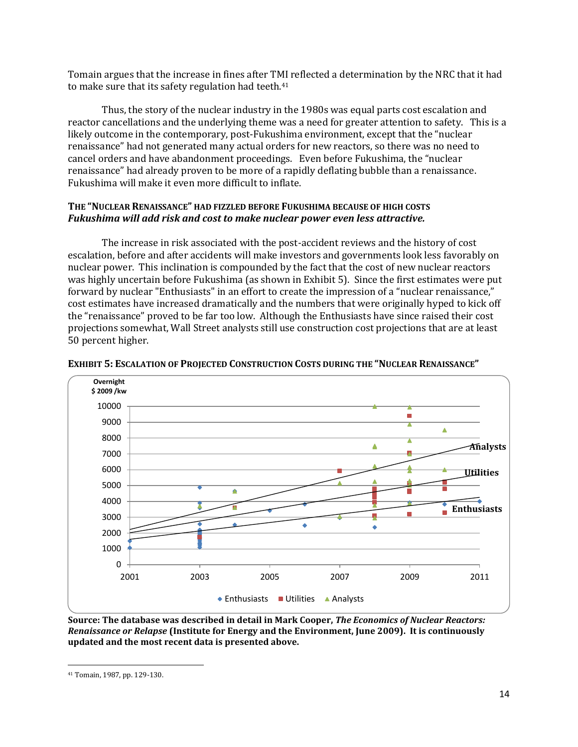Tomain argues that the increase in fines after TMI reflected a determination by the NRC that it had to make sure that its safety regulation had teeth.[41]

Thus, the story of the nuclear industry in the 1980s was equal parts cost escalation and reactor cancellations and the underlying theme was a need for greater attention to safety. This is a likely outcome in the contemporary, post-Fukushima environment, except that the "nuclear renaissance" had not generated many actual orders for new reactors, so there was no need to cancel orders and have abandonment proceedings. Even before Fukushima, the "nuclear renaissance" had already proven to be more of a rapidly deflating bubble than a renaissance. Fukushima will make it even more difficult to inflate.

**THE "NUCLEAR RENAISSANCE" HAD FIZZLED BEFORE FUKUSHIMA BECAUSE OF HIGH COSTS**
***Fukushima will add risk and cost to make nuclear power even less attractive.***

The increase in risk associated with the post-accident reviews and the history of cost escalation, before and after accidents will make investors and governments look less favorably on nuclear power. This inclination is compounded by the fact that the cost of new nuclear reactors was highly uncertain before Fukushima (as shown in Exhibit 5). Since the first estimates were put forward by nuclear "Enthusiasts" in an effort to create the impression of a "nuclear renaissance," cost estimates have increased dramatically and the numbers that were originally hyped to kick off the "renaissance" proved to be far too low. Although the Enthusiasts have since raised their cost projections somewhat, Wall Street analysts still use construction cost projections that are at least 50 percent higher.

**EXHIBIT 5: ESCALATION OF PROJECTED CONSTRUCTION COSTS DURING THE "NUCLEAR RENAISSANCE"**

**Source: The database was described in detail in Mark Cooper, *The Economics of Nuclear Reactors: Renaissance or Relapse* (Institute for Energy and the Environment, June 2009). It is continuously updated and the most recent data is presented above.**

[41] Tomain, 1987, pp. 129-130.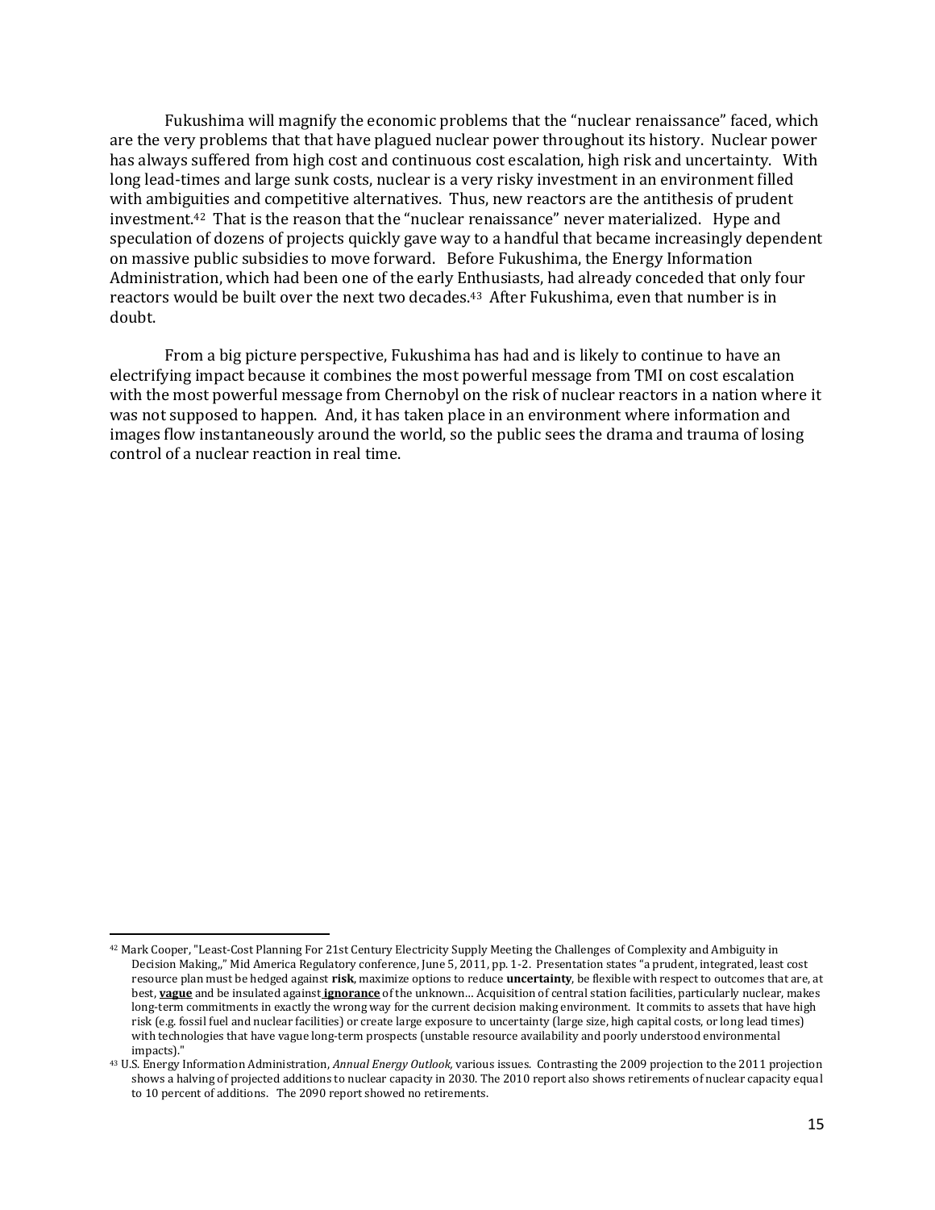Fukushima will magnify the economic problems that the "nuclear renaissance" faced, which are the very problems that that have plagued nuclear power throughout its history. Nuclear power has always suffered from high cost and continuous cost escalation, high risk and uncertainty. With long lead-times and large sunk costs, nuclear is a very risky investment in an environment filled with ambiguities and competitive alternatives. Thus, new reactors are the antithesis of prudent investment.[42] That is the reason that the "nuclear renaissance" never materialized. Hype and speculation of dozens of projects quickly gave way to a handful that became increasingly dependent on massive public subsidies to move forward. Before Fukushima, the Energy Information Administration, which had been one of the early Enthusiasts, had already conceded that only four reactors would be built over the next two decades.[43] After Fukushima, even that number is in doubt.

From a big picture perspective, Fukushima has had and is likely to continue to have an electrifying impact because it combines the most powerful message from TMI on cost escalation with the most powerful message from Chernobyl on the risk of nuclear reactors in a nation where it was not supposed to happen. And, it has taken place in an environment where information and images flow instantaneously around the world, so the public sees the drama and trauma of losing control of a nuclear reaction in real time.

---

[42] Mark Cooper, "Least-Cost Planning For 21st Century Electricity Supply Meeting the Challenges of Complexity and Ambiguity in Decision Making,," Mid America Regulatory conference, June 5, 2011, pp. 1-2. Presentation states "a prudent, integrated, least cost resource plan must be hedged against **risk**, maximize options to reduce **uncertainty**, be flexible with respect to outcomes that are, at best, **vague** and be insulated against **ignorance** of the unknown… Acquisition of central station facilities, particularly nuclear, makes long-term commitments in exactly the wrong way for the current decision making environment. It commits to assets that have high risk (e.g. fossil fuel and nuclear facilities) or create large exposure to uncertainty (large size, high capital costs, or long lead times) with technologies that have vague long-term prospects (unstable resource availability and poorly understood environmental impacts)."

[43] U.S. Energy Information Administration, *Annual Energy Outlook,* various issues. Contrasting the 2009 projection to the 2011 projection shows a halving of projected additions to nuclear capacity in 2030. The 2010 report also shows retirements of nuclear capacity equal to 10 percent of additions. The 2090 report showed no retirements.